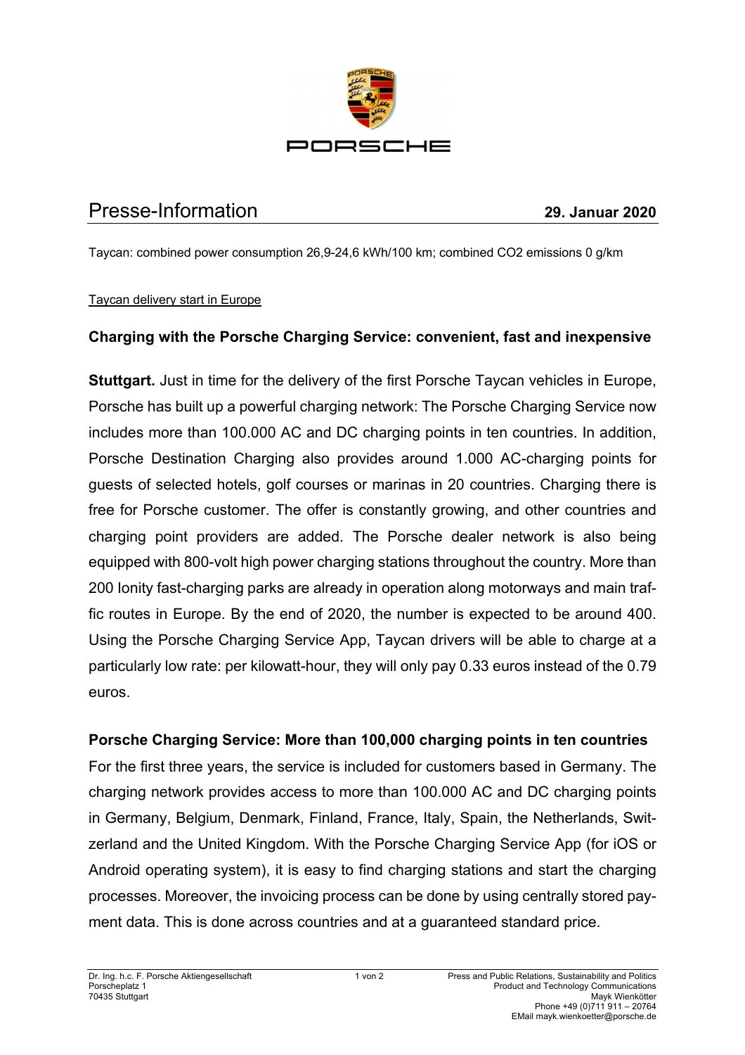# Presse-Information

**29. Januar 2020**

Taycan: combined power consumption 26,9-24,6 kWh/100 km; combined $CO_2$ emissions 0 g/km

Taycan delivery start in Europe

## Charging with the Porsche Charging Service: convenient, fast and inexpensive

**Stuttgart.** Just in time for the delivery of the first Porsche Taycan vehicles in Europe, Porsche has built up a powerful charging network: The Porsche Charging Service now includes more than 100.000 AC and DC charging points in ten countries. In addition, Porsche Destination Charging also provides around 1.000 AC-charging points for guests of selected hotels, golf courses or marinas in 20 countries. Charging there is free for Porsche customer. The offer is constantly growing, and other countries and charging point providers are added. The Porsche dealer network is also being equipped with 800-volt high power charging stations throughout the country. More than 200 Ionity fast-charging parks are already in operation along motorways and main traffic routes in Europe. By the end of 2020, the number is expected to be around 400. Using the Porsche Charging Service App, Taycan drivers will be able to charge at a particularly low rate: per kilowatt-hour, they will only pay 0.33 euros instead of the 0.79 euros.

### Porsche Charging Service: More than 100,000 charging points in ten countries

For the first three years, the service is included for customers based in Germany. The charging network provides access to more than 100.000 AC and DC charging points in Germany, Belgium, Denmark, Finland, France, Italy, Spain, the Netherlands, Switzerland and the United Kingdom. With the Porsche Charging Service App (for iOS or Android operating system), it is easy to find charging stations and start the charging processes. Moreover, the invoicing process can be done by using centrally stored payment data. This is done across countries and at a guaranteed standard price.

Dr. Ing. h.c. F. Porsche Aktiengesellschaft
Porscheplatz 1
70435 Stuttgart

Press and Public Relations, Sustainability and Politics
Product and Technology Communications
Mayk Wienkötter
Phone +49 (0)711 911 – 20764
EMail mayk.wienkoetter@porsche.de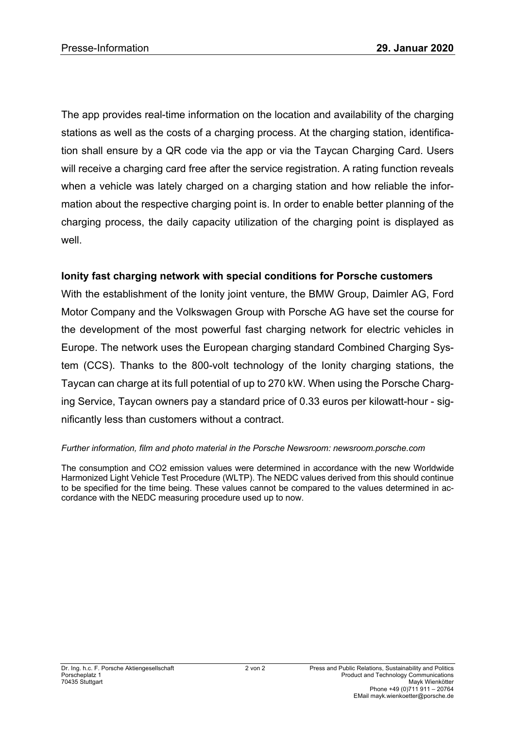The app provides real-time information on the location and availability of the charging stations as well as the costs of a charging process. At the charging station, identification shall ensure by a QR code via the app or via the Taycan Charging Card. Users will receive a charging card free after the service registration. A rating function reveals when a vehicle was lately charged on a charging station and how reliable the information about the respective charging point is. In order to enable better planning of the charging process, the daily capacity utilization of the charging point is displayed as well.

**Ionity fast charging network with special conditions for Porsche customers**

With the establishment of the Ionity joint venture, the BMW Group, Daimler AG, Ford Motor Company and the Volkswagen Group with Porsche AG have set the course for the development of the most powerful fast charging network for electric vehicles in Europe. The network uses the European charging standard Combined Charging System (CCS). Thanks to the 800-volt technology of the Ionity charging stations, the Taycan can charge at its full potential of up to 270 kW. When using the Porsche Charging Service, Taycan owners pay a standard price of 0.33 euros per kilowatt-hour - significantly less than customers without a contract.

*Further information, film and photo material in the Porsche Newsroom: newsroom.porsche.com*

The consumption and CO2 emission values were determined in accordance with the new Worldwide Harmonized Light Vehicle Test Procedure (WLTP). The NEDC values derived from this should continue to be specified for the time being. These values cannot be compared to the values determined in accordance with the NEDC measuring procedure used up to now.

Dr. Ing. h.c. F. Porsche Aktiengesellschaft
Porscheplatz 1
70435 Stuttgart

Press and Public Relations, Sustainability and Politics
Product and Technology Communications
Mayk Wienkötter
Phone +49 (0)711 911 – 20764
EMail mayk.wienkoetter@porsche.de